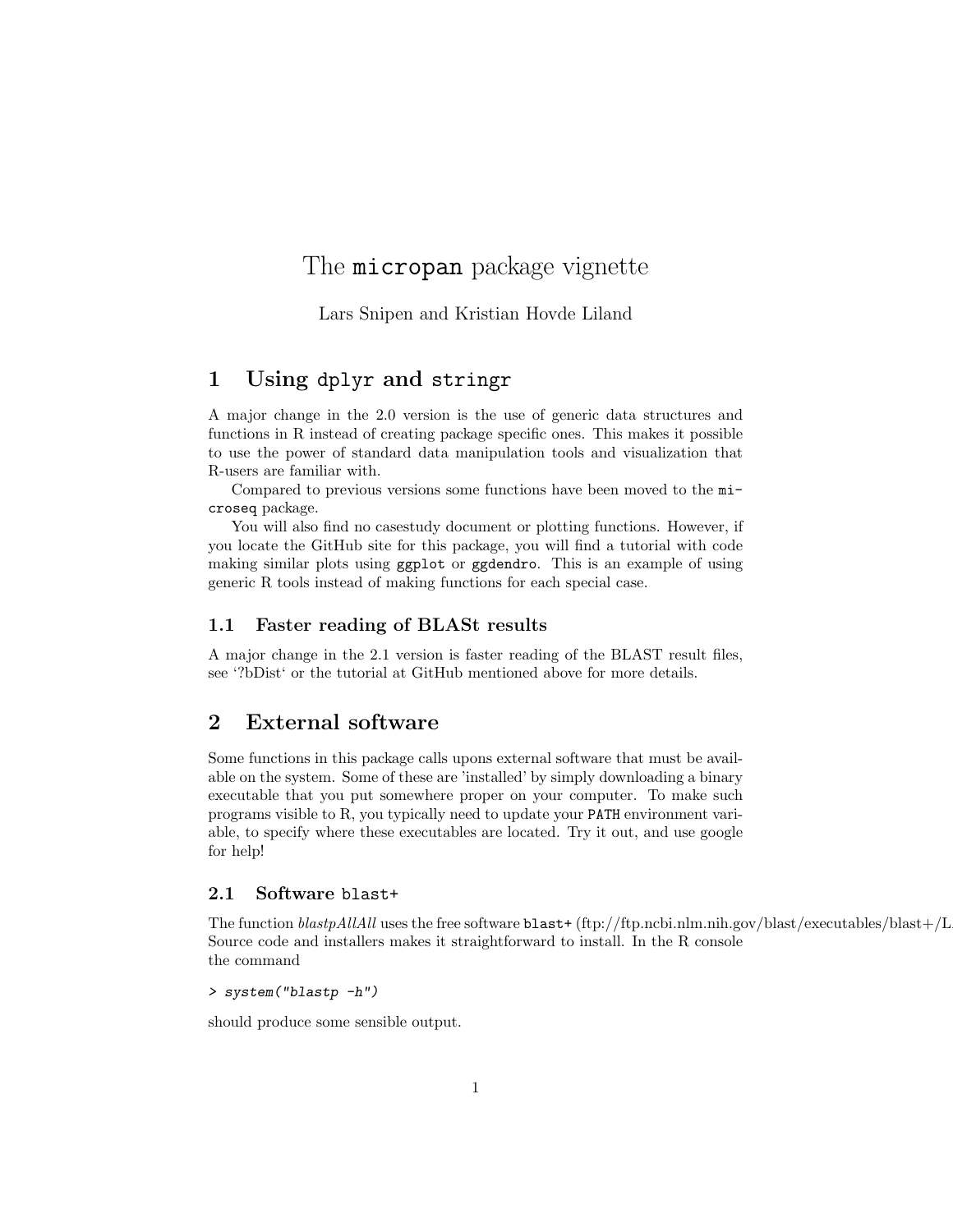# The `micropan` package vignette

Lars Snipen and Kristian Hovde Liland

## 1 Using `dplyr` and `stringr`

A major change in the 2.0 version is the use of generic data structures and functions in R instead of creating package specific ones. This makes it possible to use the power of standard data manipulation tools and visualization that R-users are familiar with.

Compared to previous versions some functions have been moved to the `microseq` package.

You will also find no casestudy document or plotting functions. However, if you locate the GitHub site for this package, you will find a tutorial with code making similar plots using `ggplot` or `ggdendro`. This is an example of using generic R tools instead of making functions for each special case.

### 1.1 Faster reading of BLASt results

A major change in the 2.1 version is faster reading of the BLAST result files, see '?bDist' or the tutorial at GitHub mentioned above for more details.

## 2 External software

Some functions in this package calls upons external software that must be available on the system. Some of these are 'installed' by simply downloading a binary executable that you put somewhere proper on your computer. To make such programs visible to R, you typically need to update your `PATH` environment variable, to specify where these executables are located. Try it out, and use google for help!

### 2.1 Software `blast+`

The function *blastpAllAll* uses the free software `blast+` (ftp://ftp.ncbi.nlm.nih.gov/blast/executables/blast+/L
Source code and installers makes it straightforward to install. In the R console the command

```
> system("blastp -h")
```

should produce some sensible output.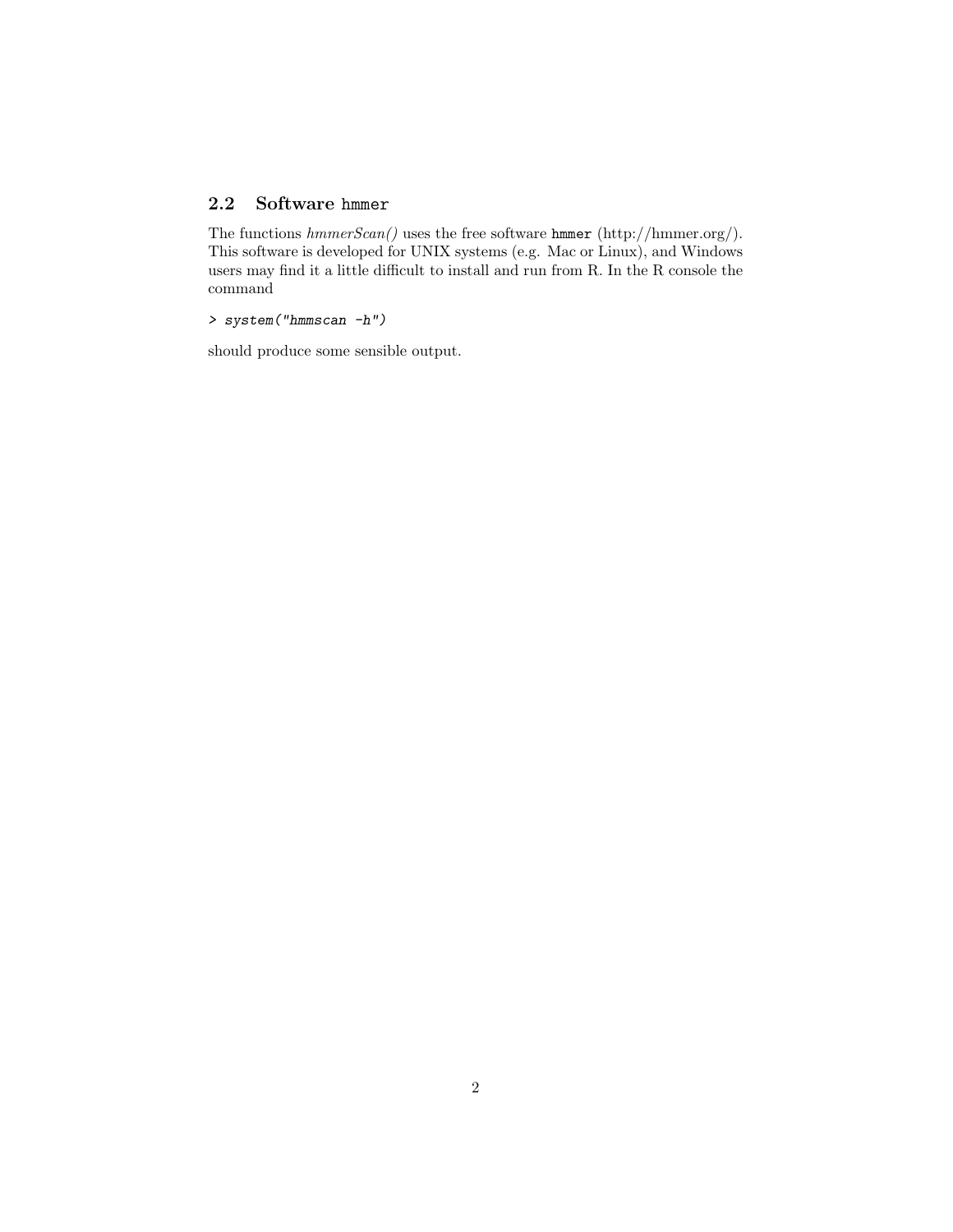## 2.2 Software `hmmer`

The functions *hmmerScan()* uses the free software `hmmer` (http://hmmer.org/). This software is developed for UNIX systems (e.g. Mac or Linux), and Windows users may find it a little difficult to install and run from R. In the R console the command

```
> system("hmmscan -h")
```

should produce some sensible output.